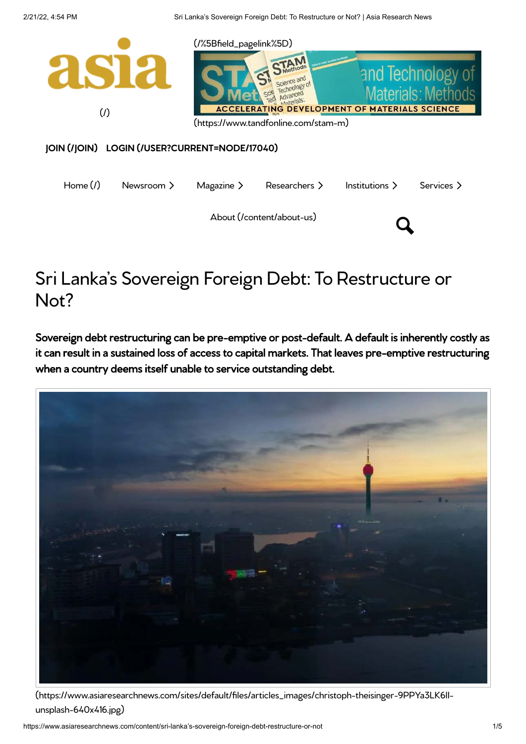asia

(/)

(/%5Bfield_pagelink%5D)

(https://www.tandfonline.com/stam-m)

JOIN (/JOIN) LOGIN (/USER?CURRENT=NODE/17040)

Home (/) Newsroom Magazine Researchers Institutions Services

About (/content/about-us)

# Sri Lanka's Sovereign Foreign Debt: To Restructure or Not?

**Sovereign debt restructuring can be pre-emptive or post-default. A default is inherently costly as it can result in a sustained loss of access to capital markets. That leaves pre-emptive restructuring when a country deems itself unable to service outstanding debt.**

(https://www.asiaresearchnews.com/sites/default/files/articles_images/christoph-theisinger-9PPYa3LK6lI-unsplash-640x416.jpg)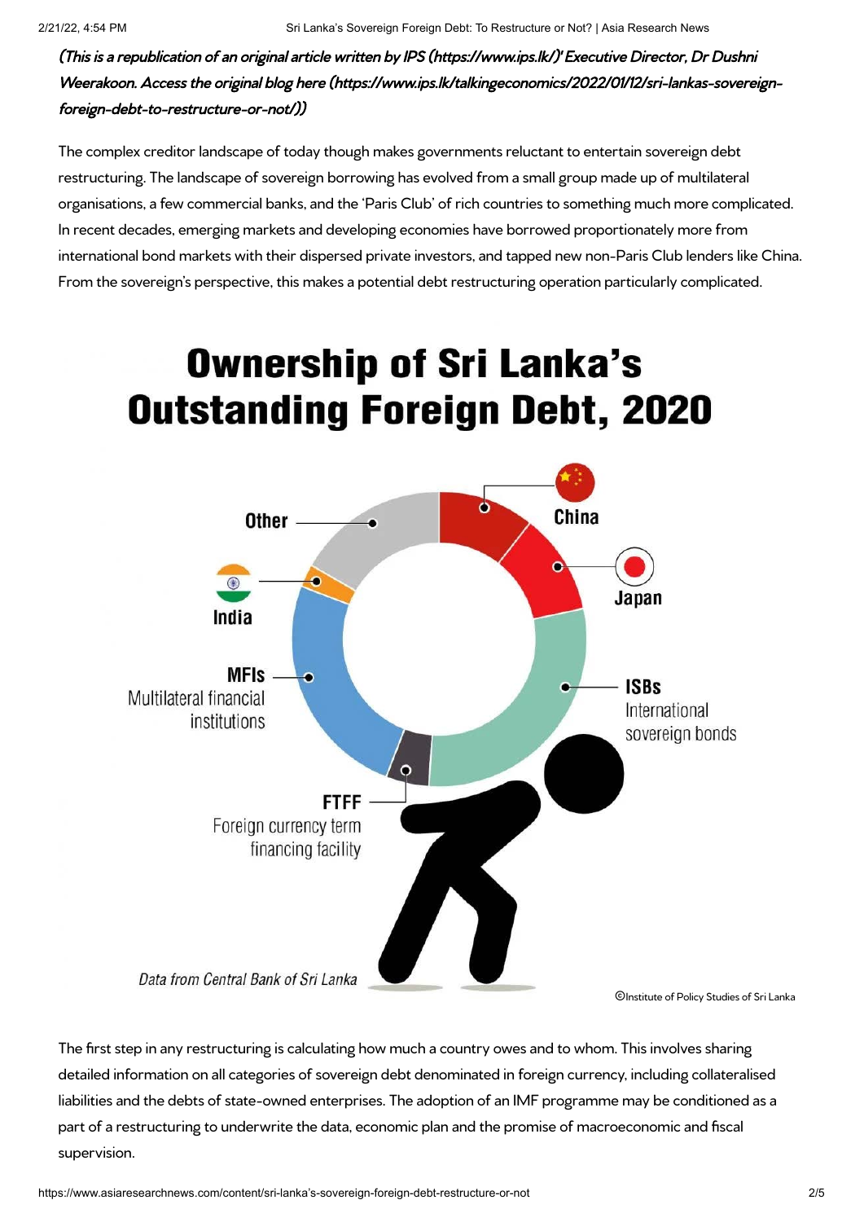*(This is a republication of an original article written by IPS (https://www.ips.lk/)' Executive Director, Dr Dushni Weerakoon. Access the original blog here (https://www.ips.lk/talkingeconomics/2022/01/12/sri-lankas-sovereign-foreign-debt-to-restructure-or-not/))*

The complex creditor landscape of today though makes governments reluctant to entertain sovereign debt restructuring. The landscape of sovereign borrowing has evolved from a small group made up of multilateral organisations, a few commercial banks, and the 'Paris Club' of rich countries to something much more complicated. In recent decades, emerging markets and developing economies have borrowed proportionately more from international bond markets with their dispersed private investors, and tapped new non-Paris Club lenders like China. From the sovereign's perspective, this makes a potential debt restructuring operation particularly complicated.

**Ownership of Sri Lanka's Outstanding Foreign Debt, 2020**

Other · China · Japan · India · MFIs (Multilateral financial institutions) · ISBs (International sovereign bonds) · FTFF (Foreign currency term financing facility)

*Data from Central Bank of Sri Lanka*

©Institute of Policy Studies of Sri Lanka

The first step in any restructuring is calculating how much a country owes and to whom. This involves sharing detailed information on all categories of sovereign debt denominated in foreign currency, including collateralised liabilities and the debts of state-owned enterprises. The adoption of an IMF programme may be conditioned as a part of a restructuring to underwrite the data, economic plan and the promise of macroeconomic and fiscal supervision.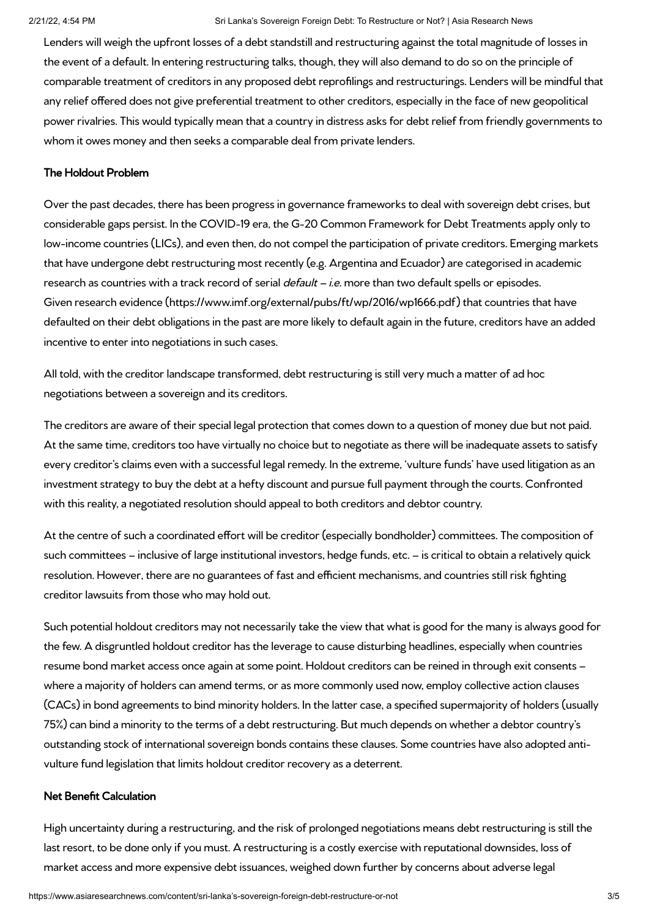Lenders will weigh the upfront losses of a debt standstill and restructuring against the total magnitude of losses in the event of a default. In entering restructuring talks, though, they will also demand to do so on the principle of comparable treatment of creditors in any proposed debt reprofilings and restructurings. Lenders will be mindful that any relief offered does not give preferential treatment to other creditors, especially in the face of new geopolitical power rivalries. This would typically mean that a country in distress asks for debt relief from friendly governments to whom it owes money and then seeks a comparable deal from private lenders.

**The Holdout Problem**

Over the past decades, there has been progress in governance frameworks to deal with sovereign debt crises, but considerable gaps persist. In the COVID-19 era, the G-20 Common Framework for Debt Treatments apply only to low-income countries (LICs), and even then, do not compel the participation of private creditors. Emerging markets that have undergone debt restructuring most recently (e.g. Argentina and Ecuador) are categorised in academic research as countries with a track record of serial *default – i.e.* more than two default spells or episodes. Given research evidence (https://www.imf.org/external/pubs/ft/wp/2016/wp1666.pdf) that countries that have defaulted on their debt obligations in the past are more likely to default again in the future, creditors have an added incentive to enter into negotiations in such cases.

All told, with the creditor landscape transformed, debt restructuring is still very much a matter of ad hoc negotiations between a sovereign and its creditors.

The creditors are aware of their special legal protection that comes down to a question of money due but not paid. At the same time, creditors too have virtually no choice but to negotiate as there will be inadequate assets to satisfy every creditor's claims even with a successful legal remedy. In the extreme, 'vulture funds' have used litigation as an investment strategy to buy the debt at a hefty discount and pursue full payment through the courts. Confronted with this reality, a negotiated resolution should appeal to both creditors and debtor country.

At the centre of such a coordinated effort will be creditor (especially bondholder) committees. The composition of such committees – inclusive of large institutional investors, hedge funds, etc. – is critical to obtain a relatively quick resolution. However, there are no guarantees of fast and efficient mechanisms, and countries still risk fighting creditor lawsuits from those who may hold out.

Such potential holdout creditors may not necessarily take the view that what is good for the many is always good for the few. A disgruntled holdout creditor has the leverage to cause disturbing headlines, especially when countries resume bond market access once again at some point. Holdout creditors can be reined in through exit consents – where a majority of holders can amend terms, or as more commonly used now, employ collective action clauses (CACs) in bond agreements to bind minority holders. In the latter case, a specified supermajority of holders (usually 75%) can bind a minority to the terms of a debt restructuring. But much depends on whether a debtor country's outstanding stock of international sovereign bonds contains these clauses. Some countries have also adopted anti-vulture fund legislation that limits holdout creditor recovery as a deterrent.

**Net Benefit Calculation**

High uncertainty during a restructuring, and the risk of prolonged negotiations means debt restructuring is still the last resort, to be done only if you must. A restructuring is a costly exercise with reputational downsides, loss of market access and more expensive debt issuances, weighed down further by concerns about adverse legal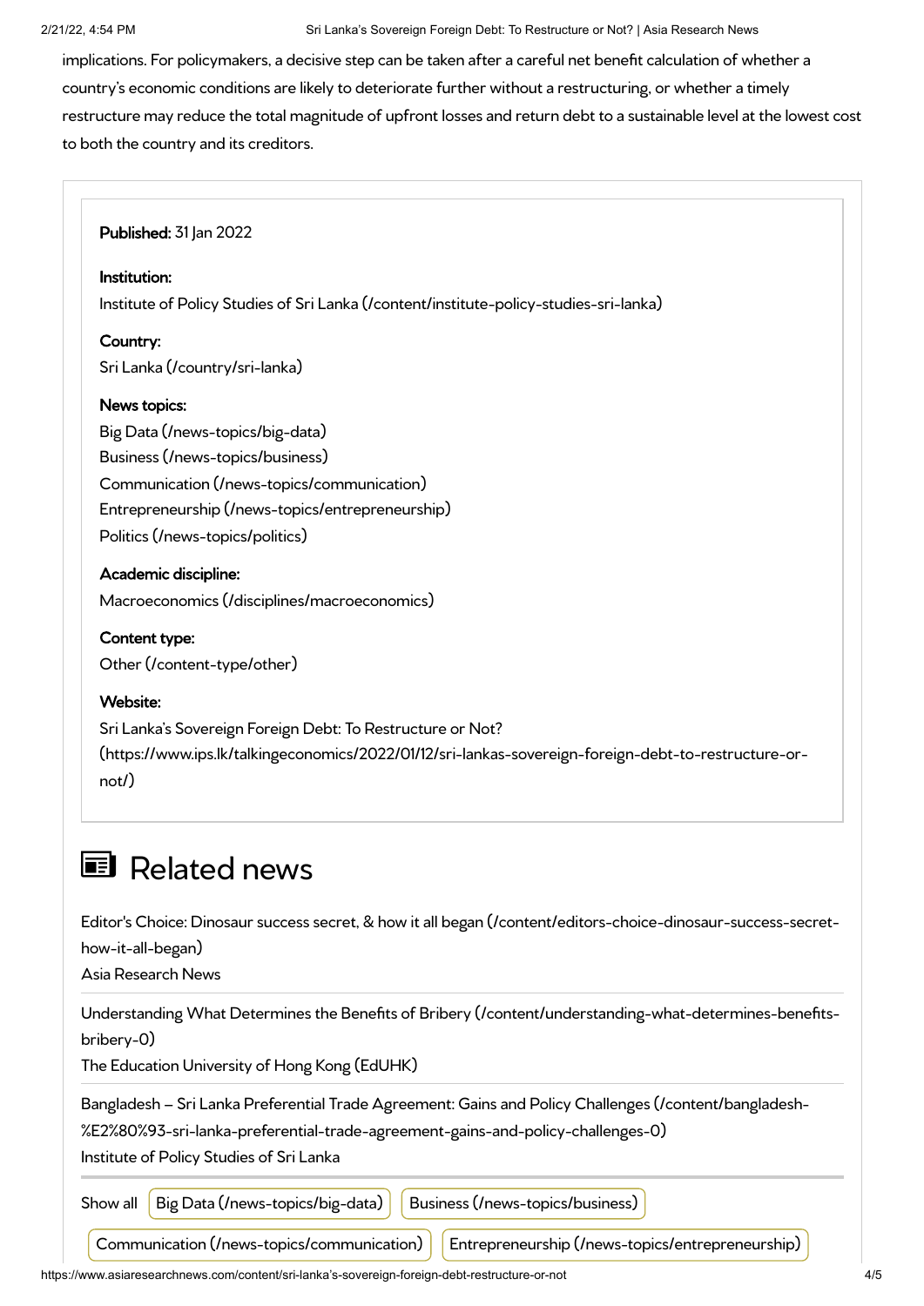implications. For policymakers, a decisive step can be taken after a careful net benefit calculation of whether a country's economic conditions are likely to deteriorate further without a restructuring, or whether a timely restructure may reduce the total magnitude of upfront losses and return debt to a sustainable level at the lowest cost to both the country and its creditors.

**Published:** 31 Jan 2022

**Institution:**
Institute of Policy Studies of Sri Lanka (/content/institute-policy-studies-sri-lanka)

**Country:**
Sri Lanka (/country/sri-lanka)

**News topics:**
Big Data (/news-topics/big-data)
Business (/news-topics/business)
Communication (/news-topics/communication)
Entrepreneurship (/news-topics/entrepreneurship)
Politics (/news-topics/politics)

**Academic discipline:**
Macroeconomics (/disciplines/macroeconomics)

**Content type:**
Other (/content-type/other)

**Website:**
Sri Lanka's Sovereign Foreign Debt: To Restructure or Not? (https://www.ips.lk/talkingeconomics/2022/01/12/sri-lankas-sovereign-foreign-debt-to-restructure-or-not/)

# Related news

Editor's Choice: Dinosaur success secret, & how it all began (/content/editors-choice-dinosaur-success-secret-how-it-all-began)
Asia Research News

Understanding What Determines the Benefits of Bribery (/content/understanding-what-determines-benefits-bribery-0)
The Education University of Hong Kong (EdUHK)

Bangladesh – Sri Lanka Preferential Trade Agreement: Gains and Policy Challenges (/content/bangladesh-%E2%80%93-sri-lanka-preferential-trade-agreement-gains-and-policy-challenges-0)
Institute of Policy Studies of Sri Lanka

Show all Big Data (/news-topics/big-data) Business (/news-topics/business) Communication (/news-topics/communication) Entrepreneurship (/news-topics/entrepreneurship)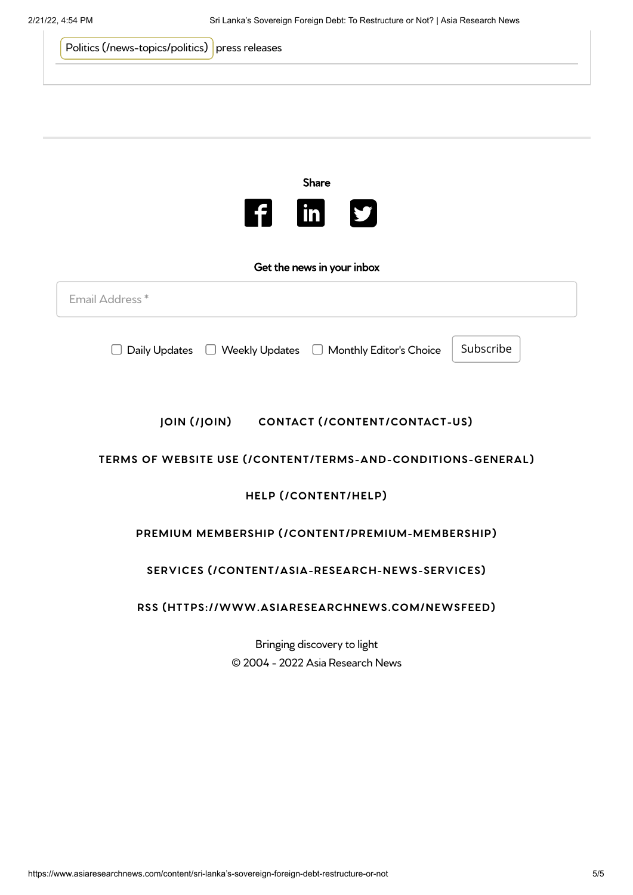Politics (/news-topics/politics) press releases

Share

Get the news in your inbox

Email Address *

Daily Updates Weekly Updates Monthly Editor's Choice Subscribe

JOIN (/JOIN) CONTACT (/CONTENT/CONTACT-US)

TERMS OF WEBSITE USE (/CONTENT/TERMS-AND-CONDITIONS-GENERAL)

HELP (/CONTENT/HELP)

PREMIUM MEMBERSHIP (/CONTENT/PREMIUM-MEMBERSHIP)

SERVICES (/CONTENT/ASIA-RESEARCH-NEWS-SERVICES)

RSS (HTTPS://WWW.ASIARESEARCHNEWS.COM/NEWSFEED)

Bringing discovery to light

© 2004 - 2022 Asia Research News